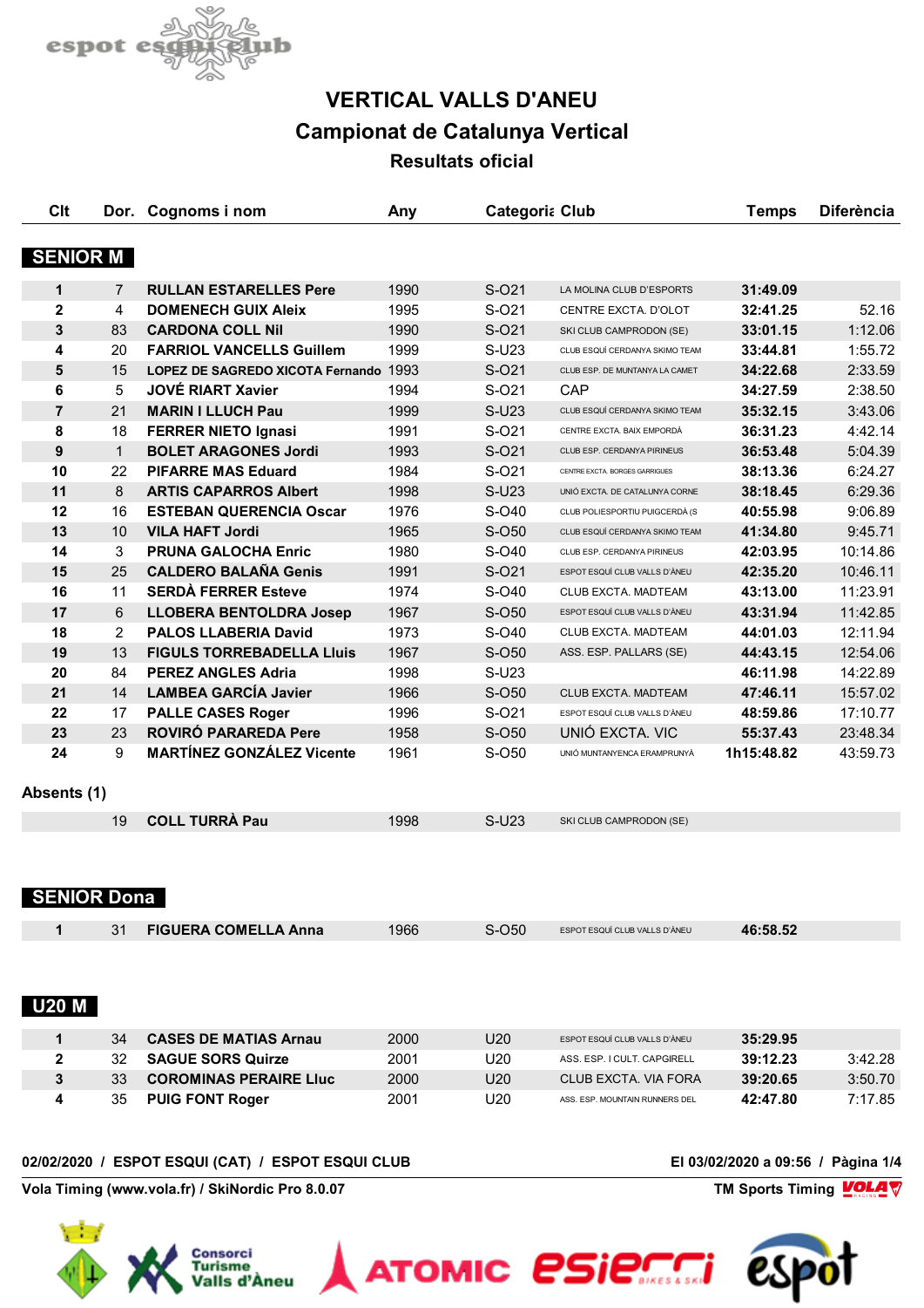# VERTICAL VALLS D'ANEU

## Campionat de Catalunya Vertical

### Resultats oficial

## SENIOR M

| Clt | Dor. | Cognoms i nom | Any | Categoria | Club | Temps | Diferència |
|---|---|---|---|---|---|---|---|
| 1 | 7 | **RULLAN ESTARELLES Pere** | 1990 | S-O21 | LA MOLINA CLUB D'ESPORTS | **31:49.09** | |
| 2 | 4 | **DOMENECH GUIX Aleix** | 1995 | S-O21 | CENTRE EXCTA. D'OLOT | **32:41.25** | 52.16 |
| 3 | 83 | **CARDONA COLL Nil** | 1990 | S-O21 | SKI CLUB CAMPRODON (SE) | **33:01.15** | 1:12.06 |
| 4 | 20 | **FARRIOL VANCELLS Guillem** | 1999 | S-U23 | CLUB ESQUÍ CERDANYA SKIMO TEAM | **33:44.81** | 1:55.72 |
| 5 | 15 | **LOPEZ DE SAGREDO XICOTA Fernando** | 1993 | S-O21 | CLUB ESP. DE MUNTANYA LA CAMET | **34:22.68** | 2:33.59 |
| 6 | 5 | **JOVÉ RIART Xavier** | 1994 | S-O21 | CAP | **34:27.59** | 2:38.50 |
| 7 | 21 | **MARIN I LLUCH Pau** | 1999 | S-U23 | CLUB ESQUÍ CERDANYA SKIMO TEAM | **35:32.15** | 3:43.06 |
| 8 | 18 | **FERRER NIETO Ignasi** | 1991 | S-O21 | CENTRE EXCTA. BAIX EMPORDÀ | **36:31.23** | 4:42.14 |
| 9 | 1 | **BOLET ARAGONES Jordi** | 1993 | S-O21 | CLUB ESP. CERDANYA PIRINEUS | **36:53.48** | 5:04.39 |
| 10 | 22 | **PIFARRE MAS Eduard** | 1984 | S-O21 | CENTRE EXCTA. BORGES GARRIGUES | **38:13.36** | 6:24.27 |
| 11 | 8 | **ARTIS CAPARROS Albert** | 1998 | S-U23 | UNIÓ EXCTA. DE CATALUNYA CORNE | **38:18.45** | 6:29.36 |
| 12 | 16 | **ESTEBAN QUERENCIA Oscar** | 1976 | S-O40 | CLUB POLIESPORTIU PUIGCERDÀ (S | **40:55.98** | 9:06.89 |
| 13 | 10 | **VILA HAFT Jordi** | 1965 | S-O50 | CLUB ESQUÍ CERDANYA SKIMO TEAM | **41:34.80** | 9:45.71 |
| 14 | 3 | **PRUNA GALOCHA Enric** | 1980 | S-O40 | CLUB ESP. CERDANYA PIRINEUS | **42:03.95** | 10:14.86 |
| 15 | 25 | **CALDERO BALAÑA Genis** | 1991 | S-O21 | ESPOT ESQUÍ CLUB VALLS D'ÀNEU | **42:35.20** | 10:46.11 |
| 16 | 11 | **SERDÀ FERRER Esteve** | 1974 | S-O40 | CLUB EXCTA. MADTEAM | **43:13.00** | 11:23.91 |
| 17 | 6 | **LLOBERA BENTOLDRA Josep** | 1967 | S-O50 | ESPOT ESQUÍ CLUB VALLS D'ÀNEU | **43:31.94** | 11:42.85 |
| 18 | 2 | **PALOS LLABERIA David** | 1973 | S-O40 | CLUB EXCTA. MADTEAM | **44:01.03** | 12:11.94 |
| 19 | 13 | **FIGULS TORREBADELLA Lluis** | 1967 | S-O50 | ASS. ESP. PALLARS (SE) | **44:43.15** | 12:54.06 |
| 20 | 84 | **PEREZ ANGLES Adria** | 1998 | S-U23 | | **46:11.98** | 14:22.89 |
| 21 | 14 | **LAMBEA GARCÍA Javier** | 1966 | S-O50 | CLUB EXCTA. MADTEAM | **47:46.11** | 15:57.02 |
| 22 | 17 | **PALLE CASES Roger** | 1996 | S-O21 | ESPOT ESQUÍ CLUB VALLS D'ÀNEU | **48:59.86** | 17:10.77 |
| 23 | 23 | **ROVIRÓ PAREDA Pere** | 1958 | S-O50 | UNIÓ EXCTA. VIC | **55:37.43** | 23:48.34 |
| 24 | 9 | **MARTÍNEZ GONZÁLEZ Vicente** | 1961 | S-O50 | UNIÓ MUNTANYENCA ERAMPRUNYÀ | **1h15:48.82** | 43:59.73 |

**Absents (1)**

| Clt | Dor. | Cognoms i nom | Any | Categoria | Club | Temps | Diferència |
|---|---|---|---|---|---|---|---|
| | 19 | **COLL TURRÀ Pau** | 1998 | S-U23 | SKI CLUB CAMPRODON (SE) | | |

## SENIOR Dona

| Clt | Dor. | Cognoms i nom | Any | Categoria | Club | Temps | Diferència |
|---|---|---|---|---|---|---|---|
| 1 | 31 | **FIGUERA COMELLA Anna** | 1966 | S-O50 | ESPOT ESQUÍ CLUB VALLS D'ÀNEU | **46:58.52** | |

## U20 M

| Clt | Dor. | Cognoms i nom | Any | Categoria | Club | Temps | Diferència |
|---|---|---|---|---|---|---|---|
| 1 | 34 | **CASES DE MATIAS Arnau** | 2000 | U20 | ESPOT ESQUÍ CLUB VALLS D'ÀNEU | **35:29.95** | |
| 2 | 32 | **SAGUE SORS Quirze** | 2001 | U20 | ASS. ESP. I CULT. CAPGIRELL | **39:12.23** | 3:42.28 |
| 3 | 33 | **COROMINAS PERAIRE Lluc** | 2000 | U20 | CLUB EXCTA. VIA FORA | **39:20.65** | 3:50.70 |
| 4 | 35 | **PUIG FONT Roger** | 2001 | U20 | ASS. ESP. MOUNTAIN RUNNERS DEL | **42:47.80** | 7:17.85 |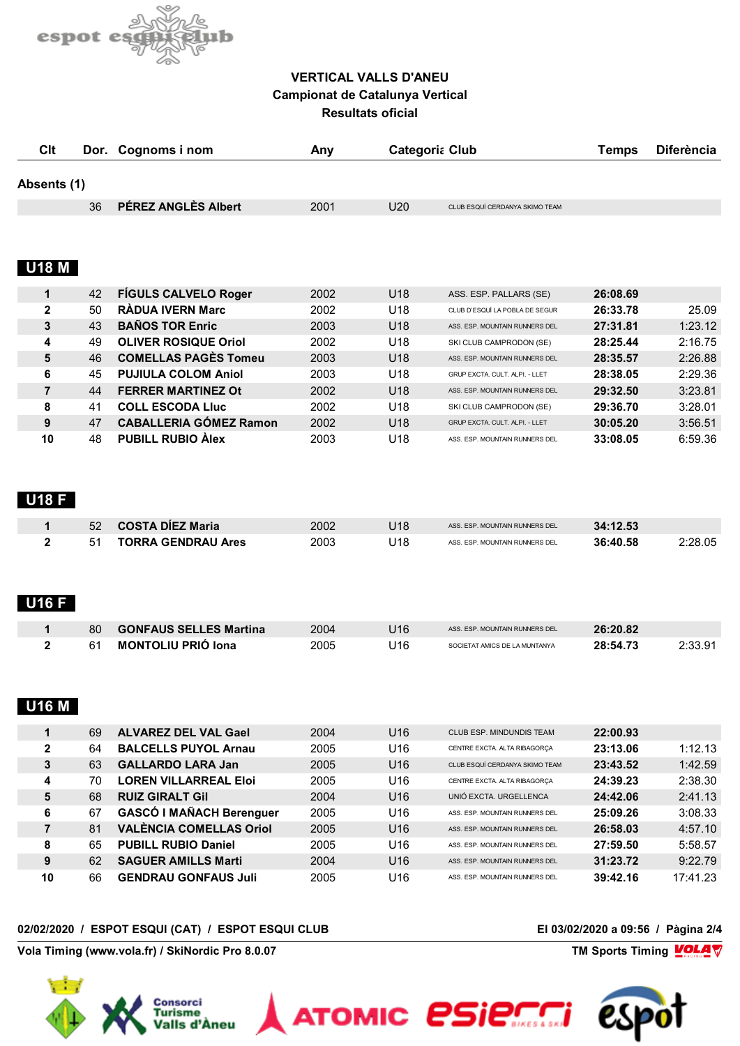# VERTICAL VALLS D'ANEU
## Campionat de Catalunya Vertical
## Resultats oficial

| Clt | Dor. | Cognoms i nom | Any | Categoria | Club | Temps | Diferència |
|---|---|---|---|---|---|---|---|

**Absents (1)**

| Clt | Dor. | Cognoms i nom | Any | Categoria | Club | Temps | Diferència |
|---|---|---|---|---|---|---|---|
| | 36 | **PÉREZ ANGLÈS Albert** | 2001 | U20 | CLUB ESQUÍ CERDANYA SKIMO TEAM | | |

## U18 M

| Clt | Dor. | Cognoms i nom | Any | Categoria | Club | Temps | Diferència |
|---|---|---|---|---|---|---|---|
| 1 | 42 | **FÍGULS CALVELO Roger** | 2002 | U18 | ASS. ESP. PALLARS (SE) | **26:08.69** | |
| 2 | 50 | **RÀDUA IVERN Marc** | 2002 | U18 | CLUB D'ESQUÍ LA POBLA DE SEGUR | **26:33.78** | 25.09 |
| 3 | 43 | **BAÑOS TOR Enric** | 2003 | U18 | ASS. ESP. MOUNTAIN RUNNERS DEL | **27:31.81** | 1:23.12 |
| 4 | 49 | **OLIVER ROSIQUE Oriol** | 2002 | U18 | SKI CLUB CAMPRODON (SE) | **28:25.44** | 2:16.75 |
| 5 | 46 | **COMELLAS PAGÈS Tomeu** | 2003 | U18 | ASS. ESP. MOUNTAIN RUNNERS DEL | **28:35.57** | 2:26.88 |
| 6 | 45 | **PUJIULA COLOM Aniol** | 2003 | U18 | GRUP EXCTA. CULT. ALPI. - LLET | **28:38.05** | 2:29.36 |
| 7 | 44 | **FERRER MARTINEZ Ot** | 2002 | U18 | ASS. ESP. MOUNTAIN RUNNERS DEL | **29:32.50** | 3:23.81 |
| 8 | 41 | **COLL ESCODA Lluc** | 2002 | U18 | SKI CLUB CAMPRODON (SE) | **29:36.70** | 3:28.01 |
| 9 | 47 | **CABALLERIA GÓMEZ Ramon** | 2002 | U18 | GRUP EXCTA. CULT. ALPI. - LLET | **30:05.20** | 3:56.51 |
| 10 | 48 | **PUBILL RUBIO Àlex** | 2003 | U18 | ASS. ESP. MOUNTAIN RUNNERS DEL | **33:08.05** | 6:59.36 |

## U18 F

| Clt | Dor. | Cognoms i nom | Any | Categoria | Club | Temps | Diferència |
|---|---|---|---|---|---|---|---|
| 1 | 52 | **COSTA DÍEZ Maria** | 2002 | U18 | ASS. ESP. MOUNTAIN RUNNERS DEL | **34:12.53** | |
| 2 | 51 | **TORRA GENDRAU Ares** | 2003 | U18 | ASS. ESP. MOUNTAIN RUNNERS DEL | **36:40.58** | 2:28.05 |

## U16 F

| Clt | Dor. | Cognoms i nom | Any | Categoria | Club | Temps | Diferència |
|---|---|---|---|---|---|---|---|
| 1 | 80 | **GONFAUS SELLES Martina** | 2004 | U16 | ASS. ESP. MOUNTAIN RUNNERS DEL | **26:20.82** | |
| 2 | 61 | **MONTOLIU PRIÓ Iona** | 2005 | U16 | SOCIETAT AMICS DE LA MUNTANYA | **28:54.73** | 2:33.91 |

## U16 M

| Clt | Dor. | Cognoms i nom | Any | Categoria | Club | Temps | Diferència |
|---|---|---|---|---|---|---|---|
| 1 | 69 | **ALVAREZ DEL VAL Gael** | 2004 | U16 | CLUB ESP. MINDUNDIS TEAM | **22:00.93** | |
| 2 | 64 | **BALCELLS PUYOL Arnau** | 2005 | U16 | CENTRE EXCTA. ALTA RIBAGORÇA | **23:13.06** | 1:12.13 |
| 3 | 63 | **GALLARDO LARA Jan** | 2005 | U16 | CLUB ESQUÍ CERDANYA SKIMO TEAM | **23:43.52** | 1:42.59 |
| 4 | 70 | **LOREN VILLARREAL Eloi** | 2005 | U16 | CENTRE EXCTA. ALTA RIBAGORÇA | **24:39.23** | 2:38.30 |
| 5 | 68 | **RUIZ GIRALT Gil** | 2004 | U16 | UNIÓ EXCTA. URGELLENCA | **24:42.06** | 2:41.13 |
| 6 | 67 | **GASCÓ I MAÑACH Berenguer** | 2005 | U16 | ASS. ESP. MOUNTAIN RUNNERS DEL | **25:09.26** | 3:08.33 |
| 7 | 81 | **VALÈNCIA COMELLAS Oriol** | 2005 | U16 | ASS. ESP. MOUNTAIN RUNNERS DEL | **26:58.03** | 4:57.10 |
| 8 | 65 | **PUBILL RUBIO Daniel** | 2005 | U16 | ASS. ESP. MOUNTAIN RUNNERS DEL | **27:59.50** | 5:58.57 |
| 9 | 62 | **SAGUER AMILLS Marti** | 2004 | U16 | ASS. ESP. MOUNTAIN RUNNERS DEL | **31:23.72** | 9:22.79 |
| 10 | 66 | **GENDRAU GONFAUS Juli** | 2005 | U16 | ASS. ESP. MOUNTAIN RUNNERS DEL | **39:42.16** | 17:41.23 |

02/02/2020 / ESPOT ESQUI (CAT) / ESPOT ESQUI CLUB — El 03/02/2020 a 09:56

Vola Timing (www.vola.fr) / SkiNordic Pro 8.0.07 — TM Sports Timing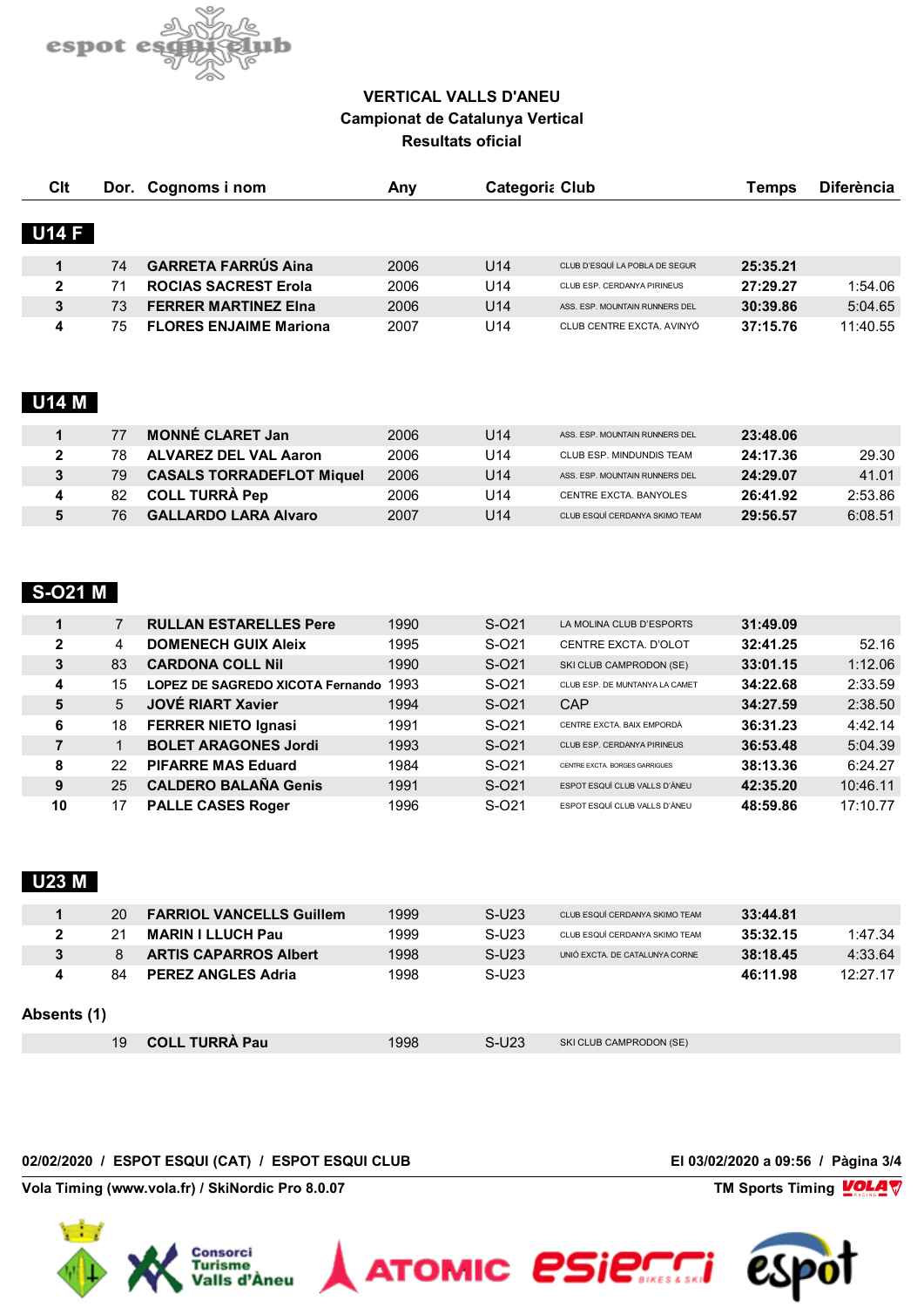# VERTICAL VALLS D'ANEU

## Campionat de Catalunya Vertical

### Resultats oficial

| Clt | Dor. | Cognoms i nom | Any | Categoria | Club | Temps | Diferència |
|---|---|---|---|---|---|---|---|
| **U14 F** | | | | | | | |
| 1 | 74 | **GARRETA FARRÚS Aina** | 2006 | U14 | CLUB D'ESQUÍ LA POBLA DE SEGUR | **25:35.21** | |
| 2 | 71 | **ROCIAS SACREST Erola** | 2006 | U14 | CLUB ESP. CERDANYA PIRINEUS | **27:29.27** | 1:54.06 |
| 3 | 73 | **FERRER MARTINEZ Elna** | 2006 | U14 | ASS. ESP. MOUNTAIN RUNNERS DEL | **30:39.86** | 5:04.65 |
| 4 | 75 | **FLORES ENJAIME Mariona** | 2007 | U14 | CLUB CENTRE EXCTA. AVINYÓ | **37:15.76** | 11:40.55 |
| **U14 M** | | | | | | | |
| 1 | 77 | **MONNÉ CLARET Jan** | 2006 | U14 | ASS. ESP. MOUNTAIN RUNNERS DEL | **23:48.06** | |
| 2 | 78 | **ALVAREZ DEL VAL Aaron** | 2006 | U14 | CLUB ESP. MINDUNDIS TEAM | **24:17.36** | 29.30 |
| 3 | 79 | **CASALS TORRADEFLOT Miquel** | 2006 | U14 | ASS. ESP. MOUNTAIN RUNNERS DEL | **24:29.07** | 41.01 |
| 4 | 82 | **COLL TURRÀ Pep** | 2006 | U14 | CENTRE EXCTA. BANYOLES | **26:41.92** | 2:53.86 |
| 5 | 76 | **GALLARDO LARA Alvaro** | 2007 | U14 | CLUB ESQUÍ CERDANYA SKIMO TEAM | **29:56.57** | 6:08.51 |
| **S-O21 M** | | | | | | | |
| 1 | 7 | **RULLAN ESTARELLES Pere** | 1990 | S-O21 | LA MOLINA CLUB D'ESPORTS | **31:49.09** | |
| 2 | 4 | **DOMENECH GUIX Aleix** | 1995 | S-O21 | CENTRE EXCTA. D'OLOT | **32:41.25** | 52.16 |
| 3 | 83 | **CARDONA COLL Nil** | 1990 | S-O21 | SKI CLUB CAMPRODON (SE) | **33:01.15** | 1:12.06 |
| 4 | 15 | **LOPEZ DE SAGREDO XICOTA Fernando** | 1993 | S-O21 | CLUB ESP. DE MUNTANYA LA CAMET | **34:22.68** | 2:33.59 |
| 5 | 5 | **JOVÉ RIART Xavier** | 1994 | S-O21 | CAP | **34:27.59** | 2:38.50 |
| 6 | 18 | **FERRER NIETO Ignasi** | 1991 | S-O21 | CENTRE EXCTA. BAIX EMPORDÀ | **36:31.23** | 4:42.14 |
| 7 | 1 | **BOLET ARAGONES Jordi** | 1993 | S-O21 | CLUB ESP. CERDANYA PIRINEUS | **36:53.48** | 5:04.39 |
| 8 | 22 | **PIFARRE MAS Eduard** | 1984 | S-O21 | CENTRE EXCTA. BORGES GARRIGUES | **38:13.36** | 6:24.27 |
| 9 | 25 | **CALDERO BALAÑA Genis** | 1991 | S-O21 | ESPOT ESQUÍ CLUB VALLS D'ÀNEU | **42:35.20** | 10:46.11 |
| 10 | 17 | **PALLE CASES Roger** | 1996 | S-O21 | ESPOT ESQUÍ CLUB VALLS D'ÀNEU | **48:59.86** | 17:10.77 |
| **U23 M** | | | | | | | |
| 1 | 20 | **FARRIOL VANCELLS Guillem** | 1999 | S-U23 | CLUB ESQUÍ CERDANYA SKIMO TEAM | **33:44.81** | |
| 2 | 21 | **MARIN I LLUCH Pau** | 1999 | S-U23 | CLUB ESQUÍ CERDANYA SKIMO TEAM | **35:32.15** | 1:47.34 |
| 3 | 8 | **ARTIS CAPARROS Albert** | 1998 | S-U23 | UNIÓ EXCTA. DE CATALUNYA CORNE | **38:18.45** | 4:33.64 |
| 4 | 84 | **PEREZ ANGLES Adria** | 1998 | S-U23 | | **46:11.98** | 12:27.17 |
| **Absents (1)** | | | | | | | |
| | 19 | **COLL TURRÀ Pau** | 1998 | S-U23 | SKI CLUB CAMPRODON (SE) | | |

02/02/2020 / ESPOT ESQUI (CAT) / ESPOT ESQUI CLUB — El 03/02/2020 a 09:56

Vola Timing (www.vola.fr) / SkiNordic Pro 8.0.07 — TM Sports Timing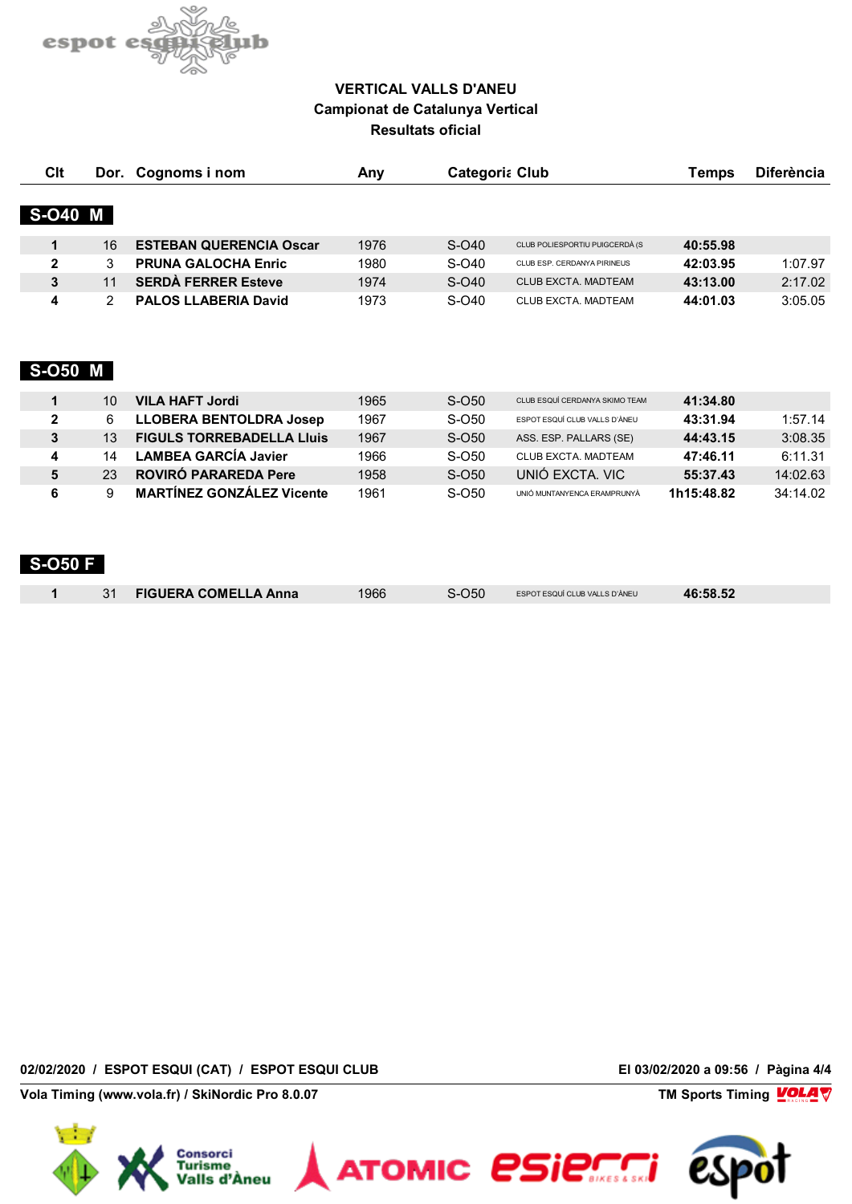# VERTICAL VALLS D'ANEU

## Campionat de Catalunya Vertical

### Resultats oficial

| Clt | Dor. | Cognoms i nom | Any | Categoria | Club | Temps | Diferència |
|---|---|---|---|---|---|---|---|
| **S-O40 M** | | | | | | | |
| **1** | 16 | **ESTEBAN QUERENCIA Oscar** | 1976 | S-O40 | CLUB POLIESPORTIU PUIGCERDÀ (S | **40:55.98** | |
| **2** | 3 | **PRUNA GALOCHA Enric** | 1980 | S-O40 | CLUB ESP. CERDANYA PIRINEUS | **42:03.95** | 1:07.97 |
| **3** | 11 | **SERDÀ FERRER Esteve** | 1974 | S-O40 | CLUB EXCTA. MADTEAM | **43:13.00** | 2:17.02 |
| **4** | 2 | **PALOS LLABERIA David** | 1973 | S-O40 | CLUB EXCTA. MADTEAM | **44:01.03** | 3:05.05 |
| **S-O50 M** | | | | | | | |
| **1** | 10 | **VILA HAFT Jordi** | 1965 | S-O50 | CLUB ESQUÍ CERDANYA SKIMO TEAM | **41:34.80** | |
| **2** | 6 | **LLOBERA BENTOLDRA Josep** | 1967 | S-O50 | ESPOT ESQUÍ CLUB VALLS D'ÀNEU | **43:31.94** | 1:57.14 |
| **3** | 13 | **FIGULS TORREBADELLA Lluis** | 1967 | S-O50 | ASS. ESP. PALLARS (SE) | **44:43.15** | 3:08.35 |
| **4** | 14 | **LAMBEA GARCÍA Javier** | 1966 | S-O50 | CLUB EXCTA. MADTEAM | **47:46.11** | 6:11.31 |
| **5** | 23 | **ROVIRÓ PARAREDA Pere** | 1958 | S-O50 | UNIÓ EXCTA. VIC | **55:37.43** | 14:02.63 |
| **6** | 9 | **MARTÍNEZ GONZÁLEZ Vicente** | 1961 | S-O50 | UNIÓ MUNTANYENCA ERAMPRUNYÀ | **1h15:48.82** | 34:14.02 |
| **S-O50 F** | | | | | | | |
| **1** | 31 | **FIGUERA COMELLA Anna** | 1966 | S-O50 | ESPOT ESQUÍ CLUB VALLS D'ÀNEU | **46:58.52** | |

**02/02/2020 / ESPOT ESQUI (CAT) / ESPOT ESQUI CLUB** — **El 03/02/2020 a 09:56**

**Vola Timing (www.vola.fr) / SkiNordic Pro 8.0.07** — **TM Sports Timing**